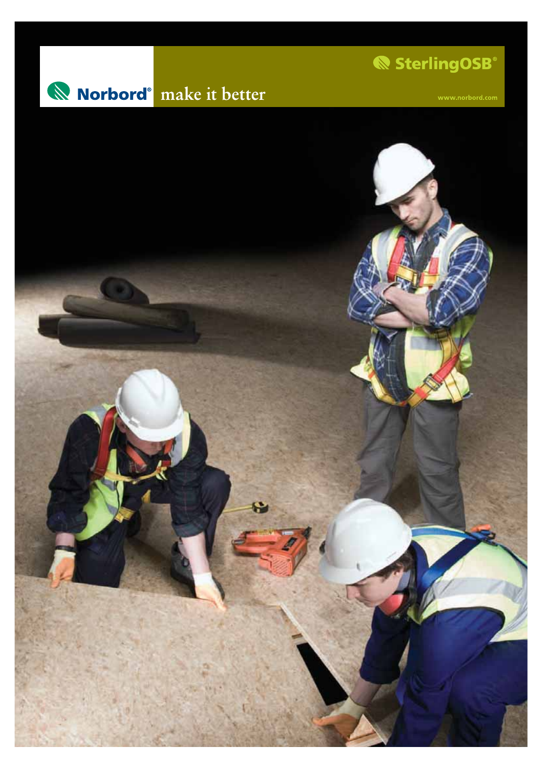Norbord® make it better

SterlingOSB®

www.norbord.com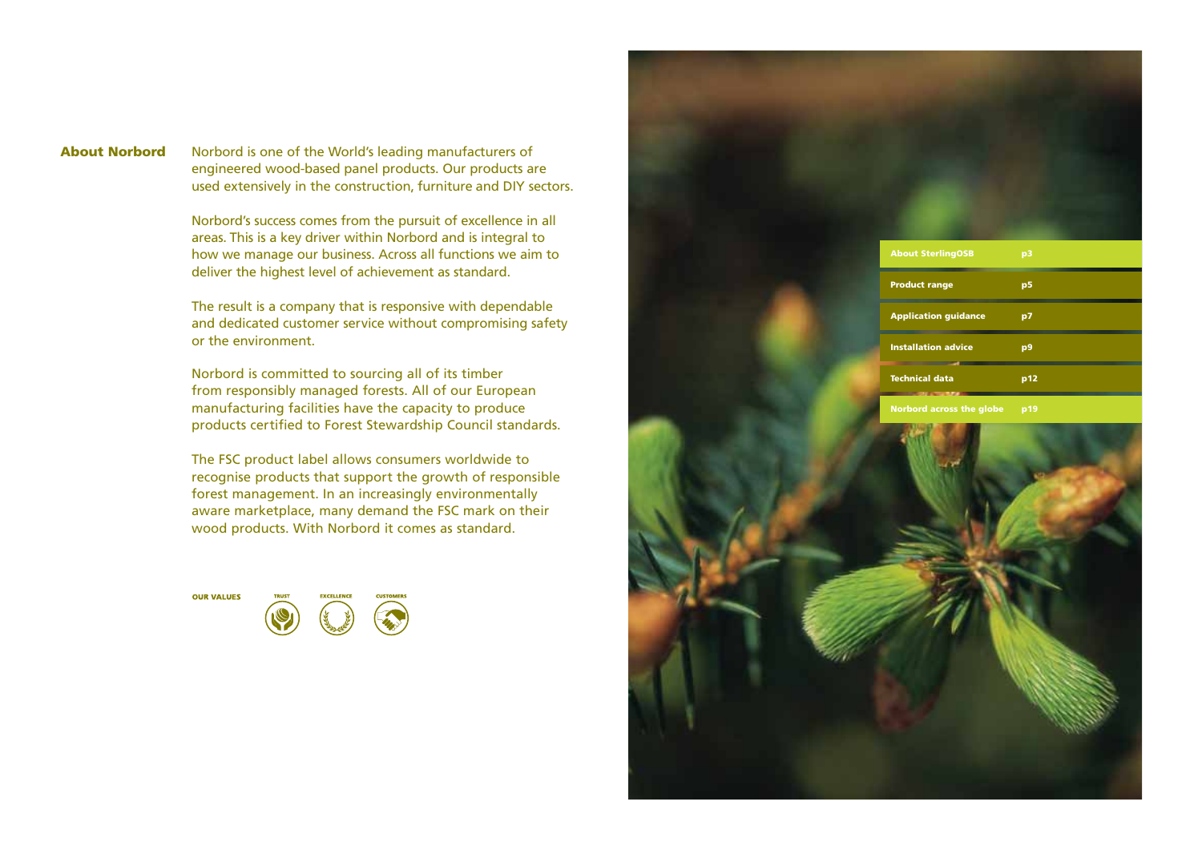## About Norbord

Norbord is one of the World's leading manufacturers of engineered wood-based panel products. Our products are used extensively in the construction, furniture and DIY sectors.

Norbord's success comes from the pursuit of excellence in all areas. This is a key driver within Norbord and is integral to how we manage our business. Across all functions we aim to deliver the highest level of achievement as standard.

The result is a company that is responsive with dependable and dedicated customer service without compromising safety or the environment.

Norbord is committed to sourcing all of its timber from responsibly managed forests. All of our European manufacturing facilities have the capacity to produce products certified to Forest Stewardship Council standards.

The FSC product label allows consumers worldwide to recognise products that support the growth of responsible forest management. In an increasingly environmentally aware marketplace, many demand the FSC mark on their wood products. With Norbord it comes as standard.

**OUR VALUES** TRUST EXCELLENCE CUSTOMERS

| | |
|---|---|
| About SterlingOSB | p3 |
| Product range | p5 |
| Application guidance | p7 |
| Installation advice | p9 |
| Technical data | p12 |
| Norbord across the globe | p19 |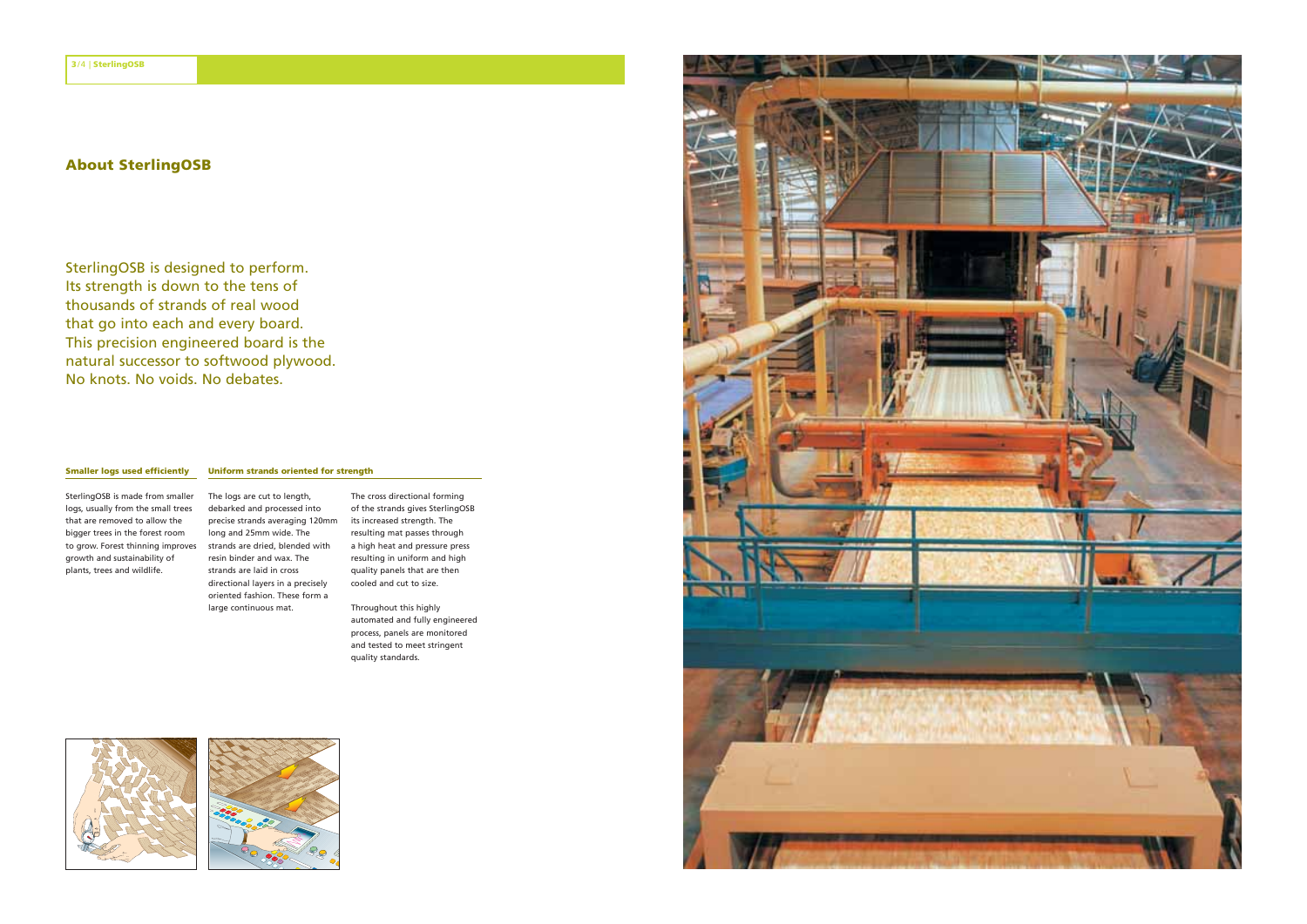## About SterlingOSB

SterlingOSB is designed to perform. Its strength is down to the tens of thousands of strands of real wood that go into each and every board. This precision engineered board is the natural successor to softwood plywood. No knots. No voids. No debates.

#### Smaller logs used efficiently

SterlingOSB is made from smaller logs, usually from the small trees that are removed to allow the bigger trees in the forest room to grow. Forest thinning improves growth and sustainability of plants, trees and wildlife.

#### Uniform strands oriented for strength

The logs are cut to length, debarked and processed into precise strands averaging 120mm long and 25mm wide. The strands are dried, blended with resin binder and wax. The strands are laid in cross directional layers in a precisely oriented fashion. These form a large continuous mat.

The cross directional forming of the strands gives SterlingOSB its increased strength. The resulting mat passes through a high heat and pressure press resulting in uniform and high quality panels that are then cooled and cut to size.

Throughout this highly automated and fully engineered process, panels are monitored and tested to meet stringent quality standards.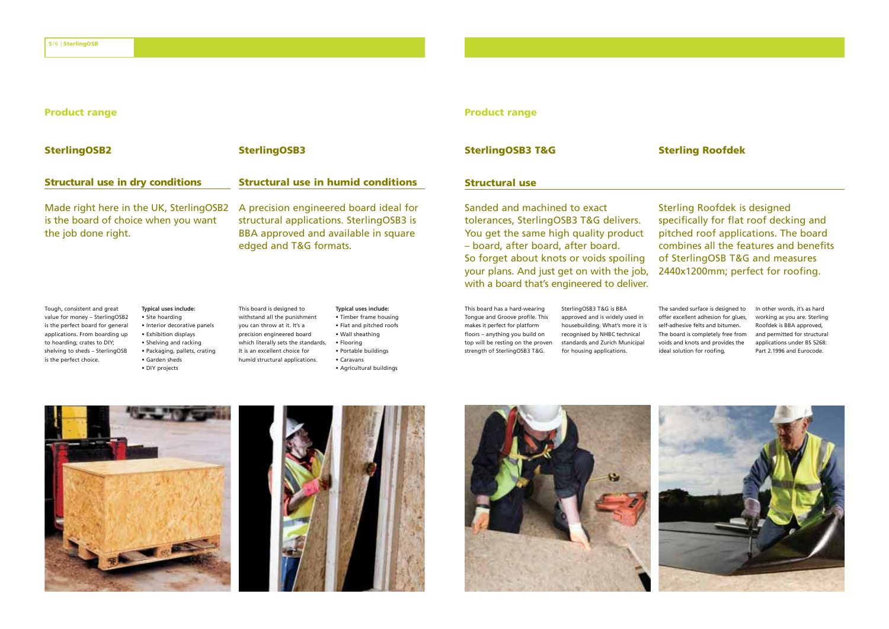## Product range

### SterlingOSB2

#### Structural use in dry conditions

Made right here in the UK, SterlingOSB2 is the board of choice when you want the job done right.

Tough, consistent and great value for money – SterlingOSB2 is the perfect board for general applications. From boarding up to hoarding; crates to DIY; shelving to sheds – SterlingOSB is the perfect choice.

**Typical uses include:**

- Site hoarding
- Interior decorative panels
- Exhibition displays
- Shelving and racking
- Packaging, pallets, crating
- Garden sheds
- DIY projects

### SterlingOSB3

#### Structural use in humid conditions

A precision engineered board ideal for structural applications. SterlingOSB3 is BBA approved and available in square edged and T&G formats.

This board is designed to withstand all the punishment you can throw at it. It's a precision engineered board which literally sets the standards. It is an excellent choice for humid structural applications.

**Typical uses include:**

- Timber frame housing
- Flat and pitched roofs
- Wall sheathing
- Flooring
- Portable buildings
- Caravans
- Agricultural buildings

## Product range

### SterlingOSB3 T&G

#### Structural use

Sanded and machined to exact tolerances, SterlingOSB3 T&G delivers. You get the same high quality product – board, after board, after board. So forget about knots or voids spoiling your plans. And just get on with the job, with a board that's engineered to deliver.

This board has a hard-wearing Tongue and Groove profile. This makes it perfect for platform floors – anything you build on top will be resting on the proven strength of SterlingOSB3 T&G.

SterlingOSB3 T&G is BBA approved and is widely used in housebuilding. What's more it is recognised by NHBC technical standards and Zurich Municipal for housing applications.

### Sterling Roofdek

Sterling Roofdek is designed specifically for flat roof decking and pitched roof applications. The board combines all the features and benefits of SterlingOSB T&G and measures 2440x1200mm; perfect for roofing.

The sanded surface is designed to offer excellent adhesion for glues, self-adhesive felts and bitumen. The board is completely free from voids and knots and provides the ideal solution for roofing.

In other words, it's as hard working as you are. Sterling Roofdek is BBA approved, and permitted for structural applications under BS 5268: Part 2.1996 and Eurocode.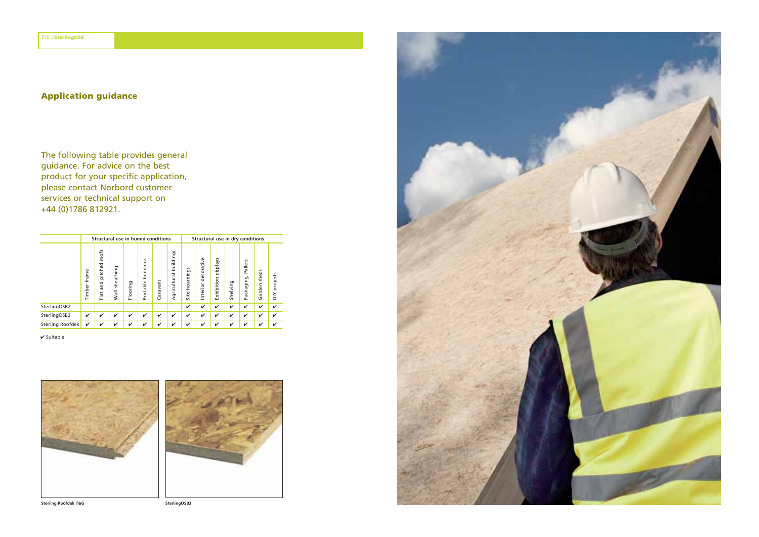## Application guidance

The following table provides general guidance. For advice on the best product for your specific application, please contact Norbord customer services or technical support on +44 (0)1786 812921.

| | Structural use in humid conditions | | | | | | | Structural use in dry conditions | | | | | | |
|---|---|---|---|---|---|---|---|---|---|---|---|---|---|---|
| | Timber frame | Flat and pitched roofs | Wall sheathing | Flooring | Portable buildings | Caravans | Agricultural buildings | Site hoardings | Interior decorative | Exhibition displays | Shelving | Packaging, Pallets | Garden sheds | DIY projects |
| SterlingOSB2 | | | | | | | | ✔ | ✔ | ✔ | ✔ | ✔ | ✔ | ✔ |
| SterlingOSB3 | ✔ | ✔ | ✔ | ✔ | ✔ | ✔ | ✔ | ✔ | ✔ | ✔ | ✔ | ✔ | ✔ | ✔ |
| Sterling Roofdek | ✔ | ✔ | ✔ | ✔ | ✔ | ✔ | ✔ | ✔ | ✔ | ✔ | ✔ | ✔ | ✔ | ✔ |

✔ Suitable

Sterling Roofdek T&G

SterlingOSB3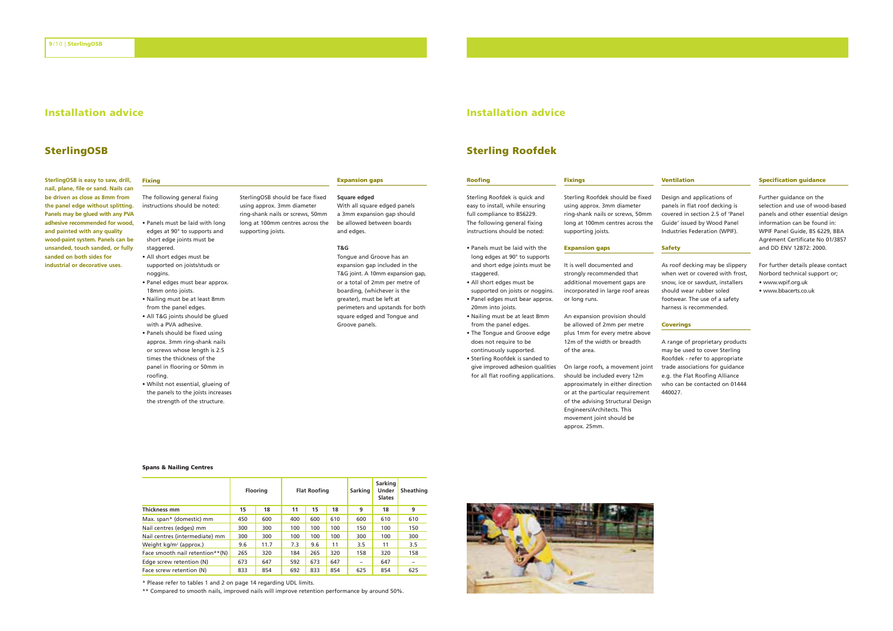# Installation advice

## SterlingOSB

**SterlingOSB is easy to saw, drill, nail, plane, file or sand. Nails can be driven as close as 8mm from the panel edge without splitting. Panels may be glued with any PVA adhesive recommended for wood, and painted with any quality wood-paint system. Panels can be unsanded, touch sanded, or fully sanded on both sides for industrial or decorative uses.**

### Fixing

The following general fixing instructions should be noted:

- Panels must be laid with long edges at 90° to supports and short edge joints must be staggered.
- All short edges must be supported on joists/studs or noggins.
- Panel edges must bear approx. 18mm onto joists.
- Nailing must be at least 8mm from the panel edges.
- All T&G joints should be glued with a PVA adhesive.
- Panels should be fixed using approx. 3mm ring-shank nails or screws whose length is 2.5 times the thickness of the panel in flooring or 50mm in roofing.
- Whilst not essential, glueing of the panels to the joists increases the strength of the structure.

SterlingOSB should be face fixed using approx. 3mm diameter ring-shank nails or screws, 50mm long at 100mm centres across the supporting joists.

### Expansion gaps

**Square edged**

With all square edged panels a 3mm expansion gap should be allowed between boards and edges.

**T&G**

Tongue and Groove has an expansion gap included in the T&G joint. A 10mm expansion gap, or a total of 2mm per metre of boarding, (whichever is the greater), must be left at perimeters and upstands for both square edged and Tongue and Groove panels.

### Spans & Nailing Centres

| | Flooring | | Flat Roofing | | | Sarking | Sarking Under Slates | Sheathing |
|---|---|---|---|---|---|---|---|---|
| **Thickness mm** | **15** | **18** | **11** | **15** | **18** | **9** | **18** | **9** |
| Max. span* (domestic) mm | 450 | 600 | 400 | 600 | 610 | 600 | 610 | 610 |
| Nail centres (edges) mm | 300 | 300 | 100 | 100 | 100 | 150 | 100 | 150 |
| Nail centres (intermediate) mm | 300 | 300 | 100 | 100 | 100 | 300 | 100 | 300 |
| Weight kg/m² (approx.) | 9.6 | 11.7 | 7.3 | 9.6 | 11 | 3.5 | 11 | 3.5 |
| Face smooth nail retention**(N) | 265 | 320 | 184 | 265 | 320 | 158 | 320 | 158 |
| Edge screw retention (N) | 673 | 647 | 592 | 673 | 647 | – | 647 | – |
| Face screw retention (N) | 833 | 854 | 692 | 833 | 854 | 625 | 854 | 625 |

\* Please refer to tables 1 and 2 on page 14 regarding UDL limits.

\** Compared to smooth nails, improved nails will improve retention performance by around 50%.

# Installation advice

## Sterling Roofdek

### Roofing

Sterling Roofdek is quick and easy to install, while ensuring full compliance to BS6229. The following general fixing instructions should be noted:

- Panels must be laid with the long edges at 90° to supports and short edge joints must be staggered.
- All short edges must be supported on joists or noggins.
- Panel edges must bear approx. 20mm into joists.
- Nailing must be at least 8mm from the panel edges.
- The Tongue and Groove edge does not require to be continuously supported.
- Sterling Roofdek is sanded to give improved adhesion qualities for all flat roofing applications.

### Fixings

Sterling Roofdek should be fixed using approx. 3mm diameter ring-shank nails or screws, 50mm long at 100mm centres across the supporting joists.

### Expansion gaps

It is well documented and strongly recommended that additional movement gaps are incorporated in large roof areas or long runs.

An expansion provision should be allowed of 2mm per metre plus 1mm for every metre above 12m of the width or breadth of the area.

On large roofs, a movement joint should be included every 12m approximately in either direction or at the particular requirement of the advising Structural Design Engineers/Architects. This movement joint should be approx. 25mm.

### Ventilation

Design and applications of panels in flat roof decking is covered in section 2.5 of 'Panel Guide' issued by Wood Panel Industries Federation (WPIF).

### Safety

As roof decking may be slippery when wet or covered with frost, snow, ice or sawdust, installers should wear rubber soled footwear. The use of a safety harness is recommended.

### Coverings

A range of proprietary products may be used to cover Sterling Roofdek - refer to appropriate trade associations for guidance e.g. the Flat Roofing Alliance who can be contacted on 01444 440027.

### Specification guidance

Further guidance on the selection and use of wood-based panels and other essential design information can be found in: WPIF Panel Guide, BS 6229, BBA Agrément Certificate No 01/3857 and DD ENV 12872: 2000.

For further details please contact Norbord technical support or;

- www.wpif.org.uk
- www.bbacerts.co.uk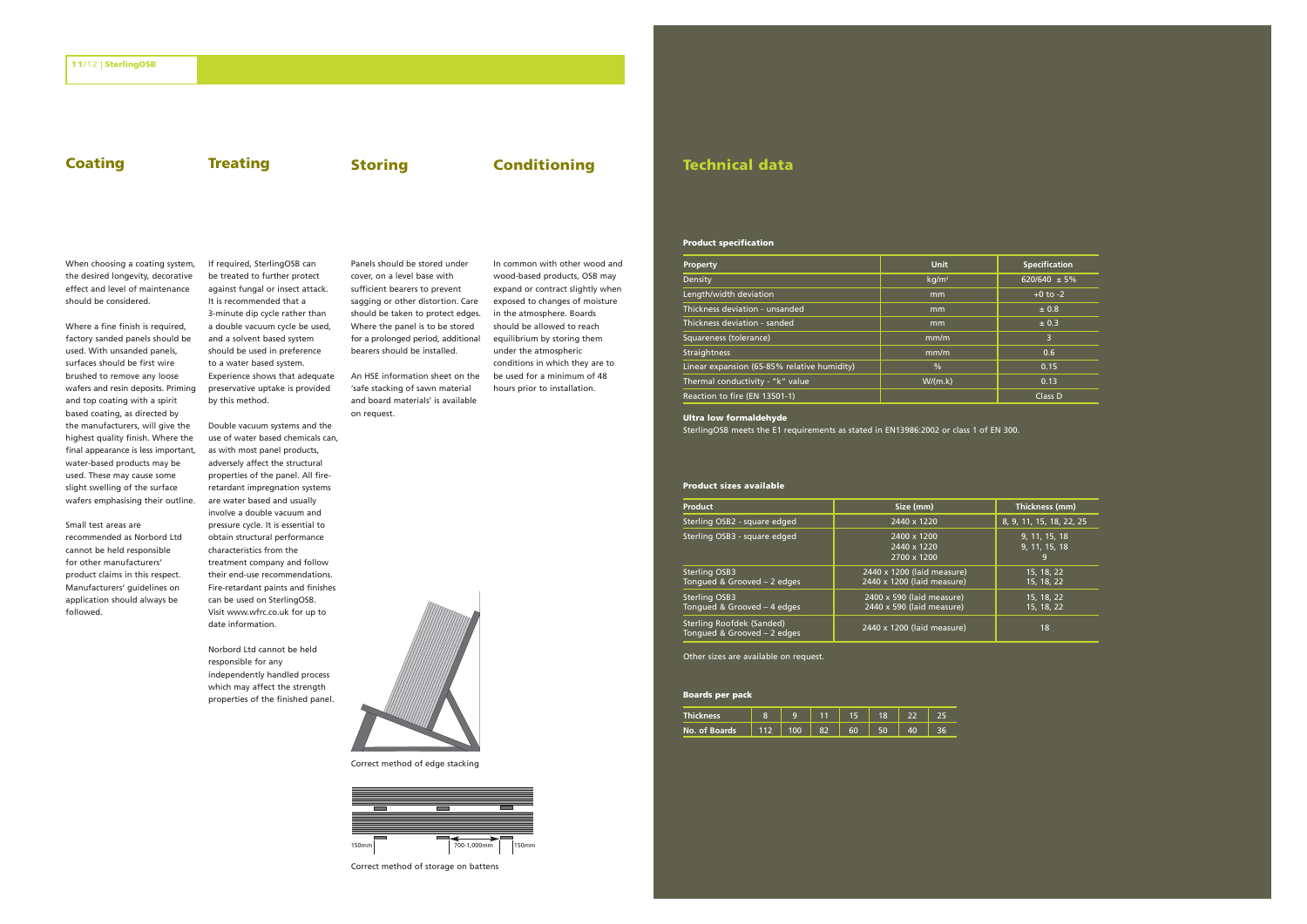## Coating

When choosing a coating system, the desired longevity, decorative effect and level of maintenance should be considered.

Where a fine finish is required, factory sanded panels should be used. With unsanded panels, surfaces should be first wire brushed to remove any loose wafers and resin deposits. Priming and top coating with a spirit based coating, as directed by the manufacturers, will give the highest quality finish. Where the final appearance is less important, water-based products may be used. These may cause some slight swelling of the surface wafers emphasising their outline.

Small test areas are recommended as Norbord Ltd cannot be held responsible for other manufacturers' product claims in this respect. Manufacturers' guidelines on application should always be followed.

## Treating

If required, SterlingOSB can be treated to further protect against fungal or insect attack. It is recommended that a 3-minute dip cycle rather than a double vacuum cycle be used, and a solvent based system should be used in preference to a water based system. Experience shows that adequate preservative uptake is provided by this method.

Double vacuum systems and the use of water based chemicals can, as with most panel products, adversely affect the structural properties of the panel. All fire-retardant impregnation systems are water based and usually involve a double vacuum and pressure cycle. It is essential to obtain structural performance characteristics from the treatment company and follow their end-use recommendations. Fire-retardant paints and finishes can be used on SterlingOSB. Visit www.wfrc.co.uk for up to date information.

Norbord Ltd cannot be held responsible for any independently handled process which may affect the strength properties of the finished panel.

## Storing

Panels should be stored under cover, on a level base with sufficient bearers to prevent sagging or other distortion. Care should be taken to protect edges. Where the panel is to be stored for a prolonged period, additional bearers should be installed.

An HSE information sheet on the 'safe stacking of sawn material and board materials' is available on request.

Correct method of edge stacking

150mm 700-1,000mm 150mm

Correct method of storage on battens

## Conditioning

In common with other wood and wood-based products, OSB may expand or contract slightly when exposed to changes of moisture in the atmosphere. Boards should be allowed to reach equilibrium by storing them under the atmospheric conditions in which they are to be used for a minimum of 48 hours prior to installation.

## Technical data

### Product specification

| Property | Unit | Specification |
|---|---|---|
| Density | kg/m³ | 620/640 ± 5% |
| Length/width deviation | mm | +0 to -2 |
| Thickness deviation - unsanded | mm | ± 0.8 |
| Thickness deviation - sanded | mm | ± 0.3 |
| Squareness (tolerance) | mm/m | 3 |
| Straightness | mm/m | 0.6 |
| Linear expansion (65-85% relative humidity) | % | 0.15 |
| Thermal conductivity - "k" value | W/(m.k) | 0.13 |
| Reaction to fire (EN 13501-1) | | Class D |

### Ultra low formaldehyde

SterlingOSB meets the E1 requirements as stated in EN13986:2002 or class 1 of EN 300.

### Product sizes available

| Product | Size (mm) | Thickness (mm) |
|---|---|---|
| Sterling OSB2 - square edged | 2440 x 1220 | 8, 9, 11, 15, 18, 22, 25 |
| Sterling OSB3 - square edged | 2400 x 1200<br>2440 x 1220<br>2700 x 1200 | 9, 11, 15, 18<br>9, 11, 15, 18<br>9 |
| Sterling OSB3<br>Tongued & Grooved – 2 edges | 2440 x 1200 (laid measure)<br>2440 x 1200 (laid measure) | 15, 18, 22<br>15, 18, 22 |
| Sterling OSB3<br>Tongued & Grooved – 4 edges | 2400 x 590 (laid measure)<br>2440 x 590 (laid measure) | 15, 18, 22<br>15, 18, 22 |
| Sterling Roofdek (Sanded)<br>Tongued & Grooved – 2 edges | 2440 x 1200 (laid measure) | 18 |

Other sizes are available on request.

### Boards per pack

| Thickness | 8 | 9 | 11 | 15 | 18 | 22 | 25 |
|---|---|---|---|---|---|---|---|
| No. of Boards | 112 | 100 | 82 | 60 | 50 | 40 | 36 |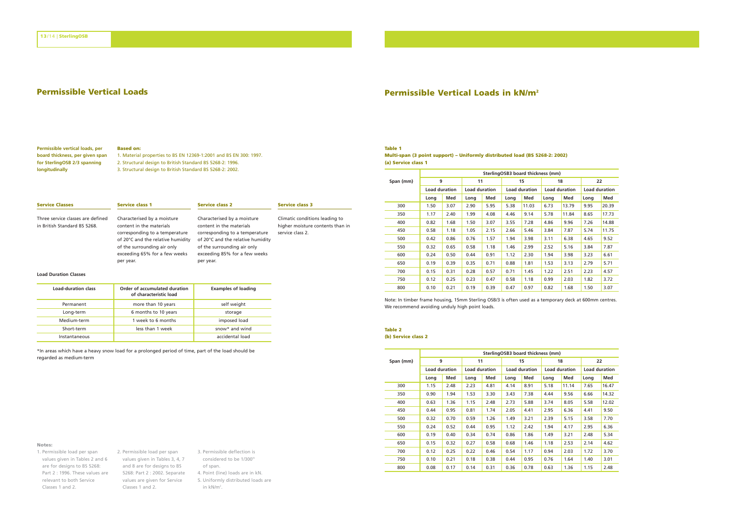## Permissible Vertical Loads

**Permissible vertical loads, per board thickness, per given span for SterlingOSB 2/3 spanning longitudinally**

**Based on:**

1. Material properties to BS EN 12369-1:2001 and BS EN 300: 1997.
2. Structural design to British Standard BS 5268-2: 1996.
3. Structural design to British Standard BS 5268-2: 2002.

| Service Classes | Service class 1 | Service class 2 | Service class 3 |
|---|---|---|---|
| Three service classes are defined in British Standard BS 5268. | Characterised by a moisture content in the materials corresponding to a temperature of 20°C and the relative humidity of the surrounding air only exceeding 65% for a few weeks per year. | Characterised by a moisture content in the materials corresponding to a temperature of 20°C and the relative humidity of the surrounding air only exceeding 85% for a few weeks per year. | Climatic conditions leading to higher moisture contents than in service class 2. |

**Load Duration Classes**

| Load-duration class | Order of accumulated duration of characteristic load | Examples of loading |
|---|---|---|
| Permanent | more than 10 years | self weight |
| Long-term | 6 months to 10 years | storage |
| Medium-term | 1 week to 6 months | imposed load |
| Short-term | less than 1 week | snow* and wind |
| Instantaneous | | accidental load |

*In areas which have a heavy snow load for a prolonged period of time, part of the load should be regarded as medium-term

**Notes:**

1. Permissible load per span values given in Tables 2 and 6 are for designs to BS 5268: Part 2 : 1996. These values are relevant to both Service Classes 1 and 2.
2. Permissible load per span values given in Tables 3, 4, 7 and 8 are for designs to BS 5268: Part 2 : 2002. Separate values are given for Service Classes 1 and 2.
3. Permissible deflection is considered to be 1/300th of span.
4. Point (line) loads are in kN.
5. Uniformly distributed loads are in kN/m².

## Permissible Vertical Loads in kN/m²

**Table 1**
**Multi-span (3 point support) – Uniformly distributed load (BS 5268-2: 2002)**
**(a) Service class 1**

| Span (mm) | SterlingOSB3 board thickness (mm) | | | | | | | | | |
|---|---|---|---|---|---|---|---|---|---|---|
| | 9 | | 11 | | 15 | | 18 | | 22 | |
| | Load duration | | Load duration | | Load duration | | Load duration | | Load duration | |
| | Long | Med | Long | Med | Long | Med | Long | Med | Long | Med |
| 300 | 1.50 | 3.07 | 2.90 | 5.95 | 5.38 | 11.03 | 6.73 | 13.79 | 9.95 | 20.39 |
| 350 | 1.17 | 2.40 | 1.99 | 4.08 | 4.46 | 9.14 | 5.78 | 11.84 | 8.65 | 17.73 |
| 400 | 0.82 | 1.68 | 1.50 | 3.07 | 3.55 | 7.28 | 4.86 | 9.96 | 7.26 | 14.88 |
| 450 | 0.58 | 1.18 | 1.05 | 2.15 | 2.66 | 5.46 | 3.84 | 7.87 | 5.74 | 11.75 |
| 500 | 0.42 | 0.86 | 0.76 | 1.57 | 1.94 | 3.98 | 3.11 | 6.38 | 4.65 | 9.52 |
| 550 | 0.32 | 0.65 | 0.58 | 1.18 | 1.46 | 2.99 | 2.52 | 5.16 | 3.84 | 7.87 |
| 600 | 0.24 | 0.50 | 0.44 | 0.91 | 1.12 | 2.30 | 1.94 | 3.98 | 3.23 | 6.61 |
| 650 | 0.19 | 0.39 | 0.35 | 0.71 | 0.88 | 1.81 | 1.53 | 3.13 | 2.79 | 5.71 |
| 700 | 0.15 | 0.31 | 0.28 | 0.57 | 0.71 | 1.45 | 1.22 | 2.51 | 2.23 | 4.57 |
| 750 | 0.12 | 0.25 | 0.23 | 0.47 | 0.58 | 1.18 | 0.99 | 2.03 | 1.82 | 3.72 |
| 800 | 0.10 | 0.21 | 0.19 | 0.39 | 0.47 | 0.97 | 0.82 | 1.68 | 1.50 | 3.07 |

Note: In timber frame housing, 15mm Sterling OSB/3 is often used as a temporary deck at 600mm centres. We recommend avoiding unduly high point loads.

**Table 2**
**(b) Service class 2**

| Span (mm) | SterlingOSB3 board thickness (mm) | | | | | | | | | |
|---|---|---|---|---|---|---|---|---|---|---|
| | 9 | | 11 | | 15 | | 18 | | 22 | |
| | Load duration | | Load duration | | Load duration | | Load duration | | Load duration | |
| | Long | Med | Long | Med | Long | Med | Long | Med | Long | Med |
| 300 | 1.15 | 2.48 | 2.23 | 4.81 | 4.14 | 8.91 | 5.18 | 11.14 | 7.65 | 16.47 |
| 350 | 0.90 | 1.94 | 1.53 | 3.30 | 3.43 | 7.38 | 4.44 | 9.56 | 6.66 | 14.32 |
| 400 | 0.63 | 1.36 | 1.15 | 2.48 | 2.73 | 5.88 | 3.74 | 8.05 | 5.58 | 12.02 |
| 450 | 0.44 | 0.95 | 0.81 | 1.74 | 2.05 | 4.41 | 2.95 | 6.36 | 4.41 | 9.50 |
| 500 | 0.32 | 0.70 | 0.59 | 1.26 | 1.49 | 3.21 | 2.39 | 5.15 | 3.58 | 7.70 |
| 550 | 0.24 | 0.52 | 0.44 | 0.95 | 1.12 | 2.42 | 1.94 | 4.17 | 2.95 | 6.36 |
| 600 | 0.19 | 0.40 | 0.34 | 0.74 | 0.86 | 1.86 | 1.49 | 3.21 | 2.48 | 5.34 |
| 650 | 0.15 | 0.32 | 0.27 | 0.58 | 0.68 | 1.46 | 1.18 | 2.53 | 2.14 | 4.62 |
| 700 | 0.12 | 0.25 | 0.22 | 0.46 | 0.54 | 1.17 | 0.94 | 2.03 | 1.72 | 3.70 |
| 750 | 0.10 | 0.21 | 0.18 | 0.38 | 0.44 | 0.95 | 0.76 | 1.64 | 1.40 | 3.01 |
| 800 | 0.08 | 0.17 | 0.14 | 0.31 | 0.36 | 0.78 | 0.63 | 1.36 | 1.15 | 2.48 |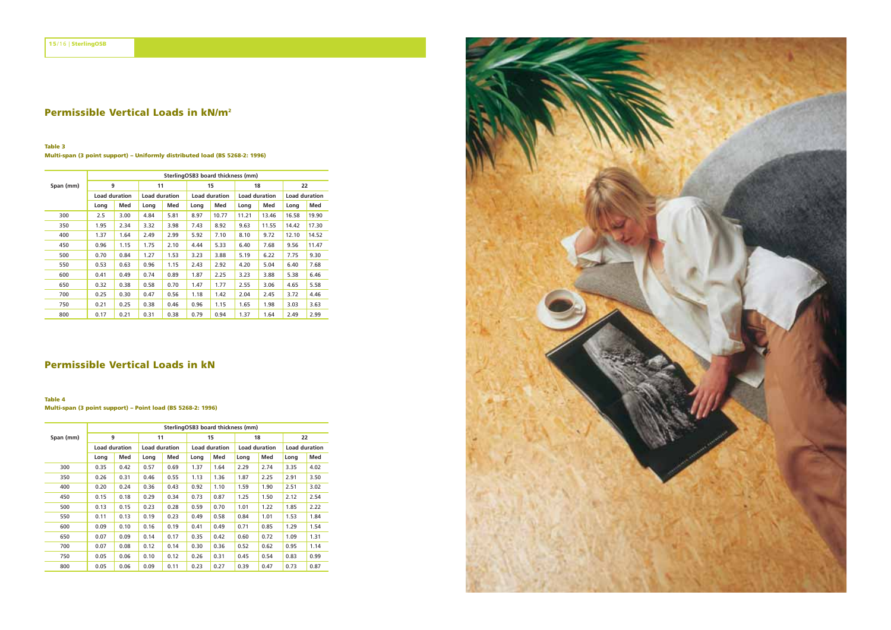## Permissible Vertical Loads in $kN/m^2$

**Table 3**
**Multi-span (3 point support) – Uniformly distributed load (BS 5268-2: 1996)**

| Span (mm) | SterlingOSB3 board thickness (mm) | | | | | | | | | |
|---|---|---|---|---|---|---|---|---|---|---|
| | 9 | | 11 | | 15 | | 18 | | 22 | |
| | Load duration | | Load duration | | Load duration | | Load duration | | Load duration | |
| | Long | Med | Long | Med | Long | Med | Long | Med | Long | Med |
| 300 | 2.5 | 3.00 | 4.84 | 5.81 | 8.97 | 10.77 | 11.21 | 13.46 | 16.58 | 19.90 |
| 350 | 1.95 | 2.34 | 3.32 | 3.98 | 7.43 | 8.92 | 9.63 | 11.55 | 14.42 | 17.30 |
| 400 | 1.37 | 1.64 | 2.49 | 2.99 | 5.92 | 7.10 | 8.10 | 9.72 | 12.10 | 14.52 |
| 450 | 0.96 | 1.15 | 1.75 | 2.10 | 4.44 | 5.33 | 6.40 | 7.68 | 9.56 | 11.47 |
| 500 | 0.70 | 0.84 | 1.27 | 1.53 | 3.23 | 3.88 | 5.19 | 6.22 | 7.75 | 9.30 |
| 550 | 0.53 | 0.63 | 0.96 | 1.15 | 2.43 | 2.92 | 4.20 | 5.04 | 6.40 | 7.68 |
| 600 | 0.41 | 0.49 | 0.74 | 0.89 | 1.87 | 2.25 | 3.23 | 3.88 | 5.38 | 6.46 |
| 650 | 0.32 | 0.38 | 0.58 | 0.70 | 1.47 | 1.77 | 2.55 | 3.06 | 4.65 | 5.58 |
| 700 | 0.25 | 0.30 | 0.47 | 0.56 | 1.18 | 1.42 | 2.04 | 2.45 | 3.72 | 4.46 |
| 750 | 0.21 | 0.25 | 0.38 | 0.46 | 0.96 | 1.15 | 1.65 | 1.98 | 3.03 | 3.63 |
| 800 | 0.17 | 0.21 | 0.31 | 0.38 | 0.79 | 0.94 | 1.37 | 1.64 | 2.49 | 2.99 |

## Permissible Vertical Loads in kN

**Table 4**
**Multi-span (3 point support) – Point load (BS 5268-2: 1996)**

| Span (mm) | SterlingOSB3 board thickness (mm) | | | | | | | | | |
|---|---|---|---|---|---|---|---|---|---|---|
| | 9 | | 11 | | 15 | | 18 | | 22 | |
| | Load duration | | Load duration | | Load duration | | Load duration | | Load duration | |
| | Long | Med | Long | Med | Long | Med | Long | Med | Long | Med |
| 300 | 0.35 | 0.42 | 0.57 | 0.69 | 1.37 | 1.64 | 2.29 | 2.74 | 3.35 | 4.02 |
| 350 | 0.26 | 0.31 | 0.46 | 0.55 | 1.13 | 1.36 | 1.87 | 2.25 | 2.91 | 3.50 |
| 400 | 0.20 | 0.24 | 0.36 | 0.43 | 0.92 | 1.10 | 1.59 | 1.90 | 2.51 | 3.02 |
| 450 | 0.15 | 0.18 | 0.29 | 0.34 | 0.73 | 0.87 | 1.25 | 1.50 | 2.12 | 2.54 |
| 500 | 0.13 | 0.15 | 0.23 | 0.28 | 0.59 | 0.70 | 1.01 | 1.22 | 1.85 | 2.22 |
| 550 | 0.11 | 0.13 | 0.19 | 0.23 | 0.49 | 0.58 | 0.84 | 1.01 | 1.53 | 1.84 |
| 600 | 0.09 | 0.10 | 0.16 | 0.19 | 0.41 | 0.49 | 0.71 | 0.85 | 1.29 | 1.54 |
| 650 | 0.07 | 0.09 | 0.14 | 0.17 | 0.35 | 0.42 | 0.60 | 0.72 | 1.09 | 1.31 |
| 700 | 0.07 | 0.08 | 0.12 | 0.14 | 0.30 | 0.36 | 0.52 | 0.62 | 0.95 | 1.14 |
| 750 | 0.05 | 0.06 | 0.10 | 0.12 | 0.26 | 0.31 | 0.45 | 0.54 | 0.83 | 0.99 |
| 800 | 0.05 | 0.06 | 0.09 | 0.11 | 0.23 | 0.27 | 0.39 | 0.47 | 0.73 | 0.87 |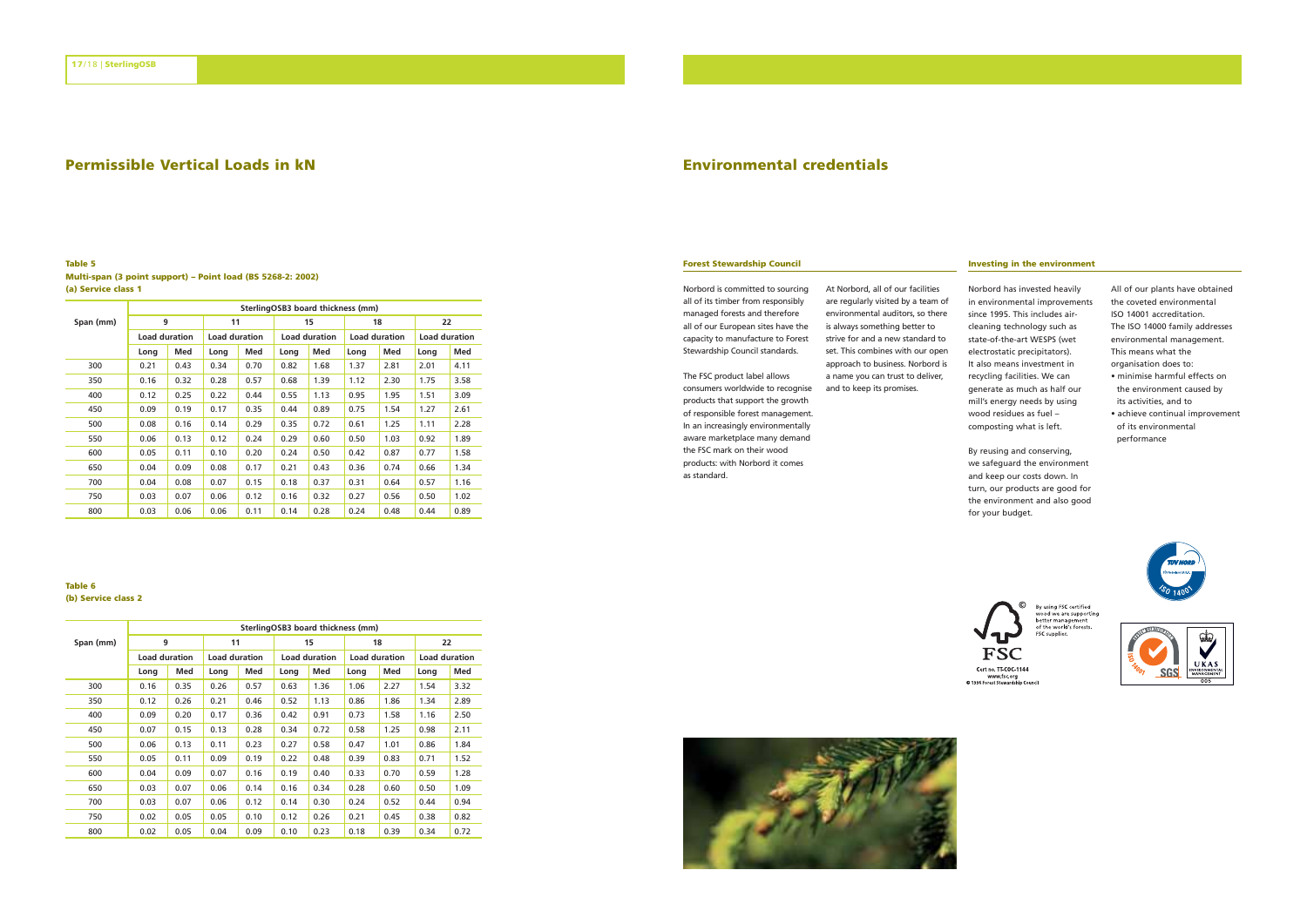# Permissible Vertical Loads in kN

**Table 5**
**Multi-span (3 point support) – Point load (BS 5268-2: 2002)**
**(a) Service class 1**

| Span (mm) | SterlingOSB3 board thickness (mm) | | | | | | | | | |
|---|---|---|---|---|---|---|---|---|---|---|
| | 9 | | 11 | | 15 | | 18 | | 22 | |
| | Load duration | | Load duration | | Load duration | | Load duration | | Load duration | |
| | Long | Med | Long | Med | Long | Med | Long | Med | Long | Med |
| 300 | 0.21 | 0.43 | 0.34 | 0.70 | 0.82 | 1.68 | 1.37 | 2.81 | 2.01 | 4.11 |
| 350 | 0.16 | 0.32 | 0.28 | 0.57 | 0.68 | 1.39 | 1.12 | 2.30 | 1.75 | 3.58 |
| 400 | 0.12 | 0.25 | 0.22 | 0.44 | 0.55 | 1.13 | 0.95 | 1.95 | 1.51 | 3.09 |
| 450 | 0.09 | 0.19 | 0.17 | 0.35 | 0.44 | 0.89 | 0.75 | 1.54 | 1.27 | 2.61 |
| 500 | 0.08 | 0.16 | 0.14 | 0.29 | 0.35 | 0.72 | 0.61 | 1.25 | 1.11 | 2.28 |
| 550 | 0.06 | 0.13 | 0.12 | 0.24 | 0.29 | 0.60 | 0.50 | 1.03 | 0.92 | 1.89 |
| 600 | 0.05 | 0.11 | 0.10 | 0.20 | 0.24 | 0.50 | 0.42 | 0.87 | 0.77 | 1.58 |
| 650 | 0.04 | 0.09 | 0.08 | 0.17 | 0.21 | 0.43 | 0.36 | 0.74 | 0.66 | 1.34 |
| 700 | 0.04 | 0.08 | 0.07 | 0.15 | 0.18 | 0.37 | 0.31 | 0.64 | 0.57 | 1.16 |
| 750 | 0.03 | 0.07 | 0.06 | 0.12 | 0.16 | 0.32 | 0.27 | 0.56 | 0.50 | 1.02 |
| 800 | 0.03 | 0.06 | 0.06 | 0.11 | 0.14 | 0.28 | 0.24 | 0.48 | 0.44 | 0.89 |

**Table 6**
**(b) Service class 2**

| Span (mm) | SterlingOSB3 board thickness (mm) | | | | | | | | | |
|---|---|---|---|---|---|---|---|---|---|---|
| | 9 | | 11 | | 15 | | 18 | | 22 | |
| | Load duration | | Load duration | | Load duration | | Load duration | | Load duration | |
| | Long | Med | Long | Med | Long | Med | Long | Med | Long | Med |
| 300 | 0.16 | 0.35 | 0.26 | 0.57 | 0.63 | 1.36 | 1.06 | 2.27 | 1.54 | 3.32 |
| 350 | 0.12 | 0.26 | 0.21 | 0.46 | 0.52 | 1.13 | 0.86 | 1.86 | 1.34 | 2.89 |
| 400 | 0.09 | 0.20 | 0.17 | 0.36 | 0.42 | 0.91 | 0.73 | 1.58 | 1.16 | 2.50 |
| 450 | 0.07 | 0.15 | 0.13 | 0.28 | 0.34 | 0.72 | 0.58 | 1.25 | 0.98 | 2.11 |
| 500 | 0.06 | 0.13 | 0.11 | 0.23 | 0.27 | 0.58 | 0.47 | 1.01 | 0.86 | 1.84 |
| 550 | 0.05 | 0.11 | 0.09 | 0.19 | 0.22 | 0.48 | 0.39 | 0.83 | 0.71 | 1.52 |
| 600 | 0.04 | 0.09 | 0.07 | 0.16 | 0.19 | 0.40 | 0.33 | 0.70 | 0.59 | 1.28 |
| 650 | 0.03 | 0.07 | 0.06 | 0.14 | 0.16 | 0.34 | 0.28 | 0.60 | 0.50 | 1.09 |
| 700 | 0.03 | 0.07 | 0.06 | 0.12 | 0.14 | 0.30 | 0.24 | 0.52 | 0.44 | 0.94 |
| 750 | 0.02 | 0.05 | 0.05 | 0.10 | 0.12 | 0.26 | 0.21 | 0.45 | 0.38 | 0.82 |
| 800 | 0.02 | 0.05 | 0.04 | 0.09 | 0.10 | 0.23 | 0.18 | 0.39 | 0.34 | 0.72 |

# Environmental credentials

### Forest Stewardship Council

Norbord is committed to sourcing all of its timber from responsibly managed forests and therefore all of our European sites have the capacity to manufacture to Forest Stewardship Council standards.

The FSC product label allows consumers worldwide to recognise products that support the growth of responsible forest management. In an increasingly environmentally aware marketplace many demand the FSC mark on their wood products: with Norbord it comes as standard.

At Norbord, all of our facilities are regularly visited by a team of environmental auditors, so there is always something better to strive for and a new standard to set. This combines with our open approach to business. Norbord is a name you can trust to deliver, and to keep its promises.

### Investing in the environment

Norbord has invested heavily in environmental improvements since 1995. This includes air-cleaning technology such as state-of-the-art WESPS (wet electrostatic precipitators). It also means investment in recycling facilities. We can generate as much as half our mill's energy needs by using wood residues as fuel – composting what is left.

By reusing and conserving, we safeguard the environment and keep our costs down. In turn, our products are good for the environment and also good for your budget.

All of our plants have obtained the coveted environmental ISO 14001 accreditation. The ISO 14000 family addresses environmental management. This means what the organisation does to:

- minimise harmful effects on the environment caused by its activities, and to
- achieve continual improvement of its environmental performance

By using FSC certified wood we are supporting better management of the world's forests. FSC supplier.

FSC
Cert no. TT-COC-1144
www.fsc.org
© 1996 Forest Stewardship Council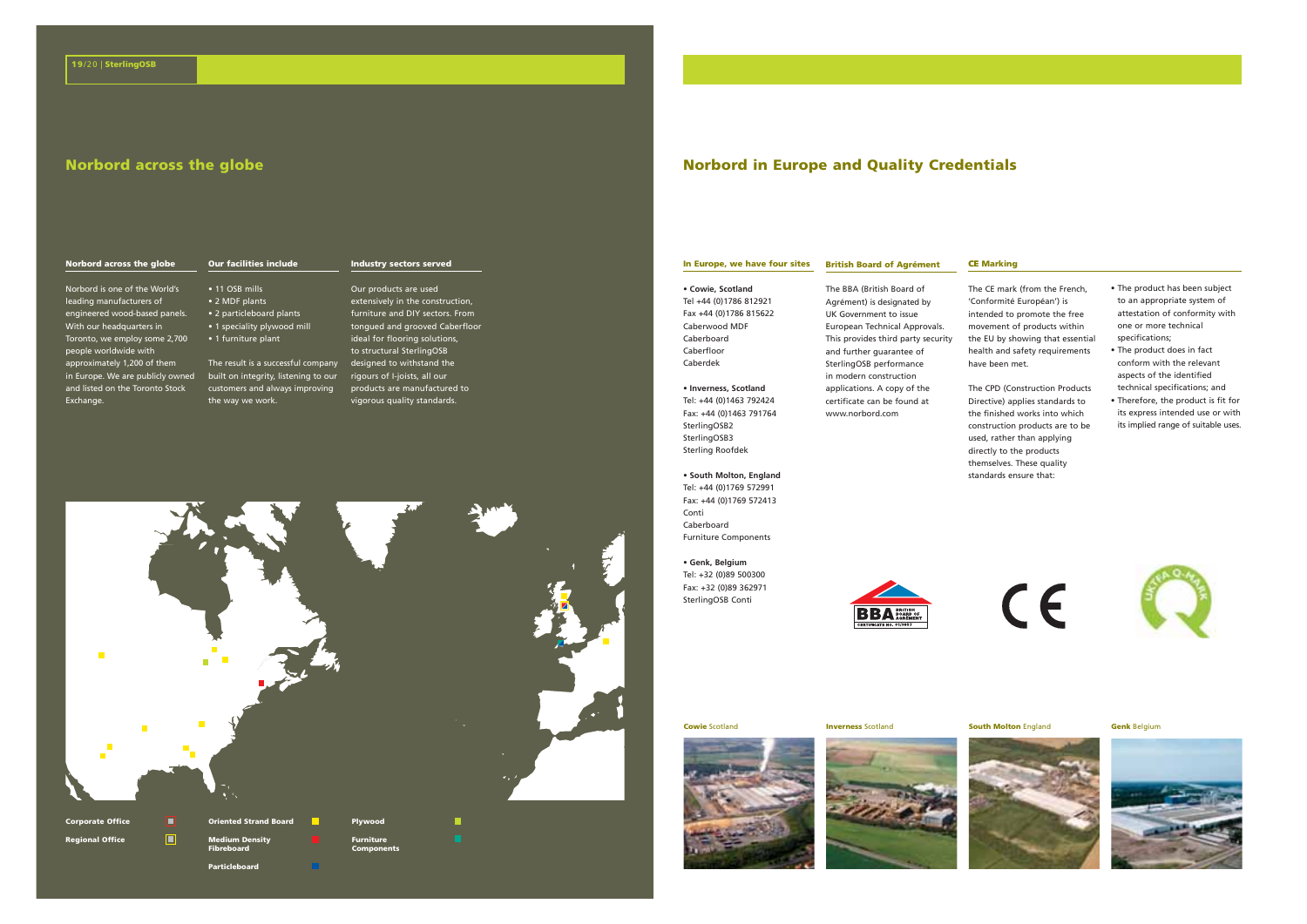## Norbord across the globe

### Norbord across the globe

Norbord is one of the World's leading manufacturers of engineered wood-based panels. With our headquarters in Toronto, we employ some 2,700 people worldwide with approximately 1,200 of them in Europe. We are publicly owned and listed on the Toronto Stock Exchange.

### Our facilities include

- 11 OSB mills
- 2 MDF plants
- 2 particleboard plants
- 1 speciality plywood mill
- 1 furniture plant

The result is a successful company built on integrity, listening to our customers and always improving the way we work.

### Industry sectors served

Our products are used extensively in the construction, furniture and DIY sectors. From tongued and grooved Caberfloor ideal for flooring solutions, to structural SterlingOSB designed to withstand the rigours of I-joists, all our products are manufactured to vigorous quality standards.

**Corporate Office** | **Regional Office** | **Oriented Strand Board** | **Medium Density Fibreboard** | **Particleboard** | **Plywood** | **Furniture Components**

## Norbord in Europe and Quality Credentials

### In Europe, we have four sites

- **Cowie, Scotland**
  Tel +44 (0)1786 812921
  Fax +44 (0)1786 815622
  Caberwood MDF
  Caberboard
  Caberfloor
  Caberdek

- **Inverness, Scotland**
  Tel: +44 (0)1463 792424
  Fax: +44 (0)1463 791764
  SterlingOSB2
  SterlingOSB3
  Sterling Roofdek

- **South Molton, England**
  Tel: +44 (0)1769 572991
  Fax: +44 (0)1769 572413
  Conti
  Caberboard
  Furniture Components

- **Genk, Belgium**
  Tel: +32 (0)89 500300
  Fax: +32 (0)89 362971
  SterlingOSB Conti

### British Board of Agrément

The BBA (British Board of Agrément) is designated by UK Government to issue European Technical Approvals. This provides third party security and further guarantee of SterlingOSB performance in modern construction applications. A copy of the certificate can be found at www.norbord.com

### CE Marking

The CE mark (from the French, 'Conformité Européan') is intended to promote the free movement of products within the EU by showing that essential health and safety requirements have been met.

The CPD (Construction Products Directive) applies standards to the finished works into which construction products are to be used, rather than applying directly to the products themselves. These quality standards ensure that:

- The product has been subject to an appropriate system of attestation of conformity with one or more technical specifications;
- The product does in fact conform with the relevant aspects of the identified technical specifications; and
- Therefore, the product is fit for its express intended use or with its implied range of suitable uses.

BBA British Board of Agrément CERTIFICATE No. 91/2657

**Cowie** Scotland

**Inverness** Scotland

**South Molton** England

**Genk** Belgium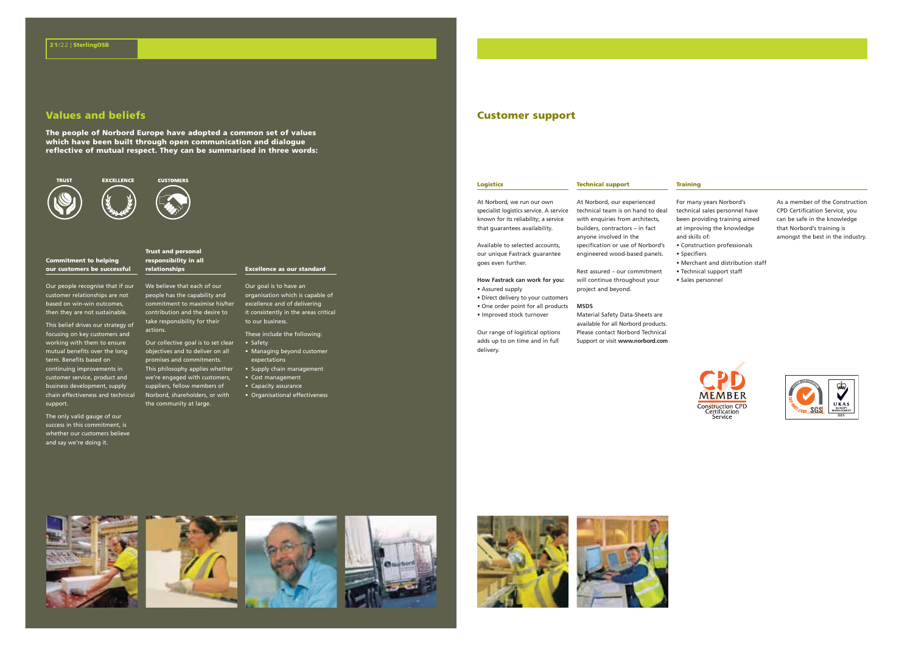## Values and beliefs

**The people of Norbord Europe have adopted a common set of values which have been built through open communication and dialogue reflective of mutual respect. They can be summarised in three words:**

**TRUST** **EXCELLENCE** **CUSTOMERS**

### Commitment to helping our customers be successful

Our people recognise that if our customer relationships are not based on win-win outcomes, then they are not sustainable.

This belief drives our strategy of focusing on key customers and working with them to ensure mutual benefits over the long term. Benefits based on continuing improvements in customer service, product and business development, supply chain effectiveness and technical support.

The only valid gauge of our success in this commitment, is whether our customers believe and say we're doing it.

### Trust and personal responsibility in all relationships

We believe that each of our people has the capability and commitment to maximise his/her contribution and the desire to take responsibility for their actions.

Our collective goal is to set clear objectives and to deliver on all promises and commitments. This philosophy applies whether we're engaged with customers, suppliers, fellow members of Norbord, shareholders, or with the community at large.

### Excellence as our standard

Our goal is to have an organisation which is capable of excellence and of delivering it consistently in the areas critical to our business.

These include the following:

- Safety
- Managing beyond customer expectations
- Supply chain management
- Cost management
- Capacity assurance
- Organisational effectiveness

## Customer support

### Logistics

At Norbord, we run our own specialist logistics service. A service known for its reliability; a service that guarantees availability.

Available to selected accounts, our unique Fastrack guarantee goes even further.

**How Fastrack can work for you:**

- Assured supply
- Direct delivery to your customers
- One order point for all products
- Improved stock turnover

Our range of logistical options adds up to on time and in full delivery.

### Technical support

At Norbord, our experienced technical team is on hand to deal with enquiries from architects, builders, contractors – in fact anyone involved in the specification or use of Norbord's engineered wood-based panels.

Rest assured – our commitment will continue throughout your project and beyond.

**MSDS**

Material Safety Data-Sheets are available for all Norbord products. Please contact Norbord Technical Support or visit **www.norbord.com**

### Training

For many years Norbord's technical sales personnel have been providing training aimed at improving the knowledge and skills of:

- Construction professionals
- Specifiers
- Merchant and distribution staff
- Technical support staff
- Sales personnel

As a member of the Construction CPD Certification Service, you can be safe in the knowledge that Norbord's training is amongst the best in the industry.

CPD MEMBER Construction CPD Certification Service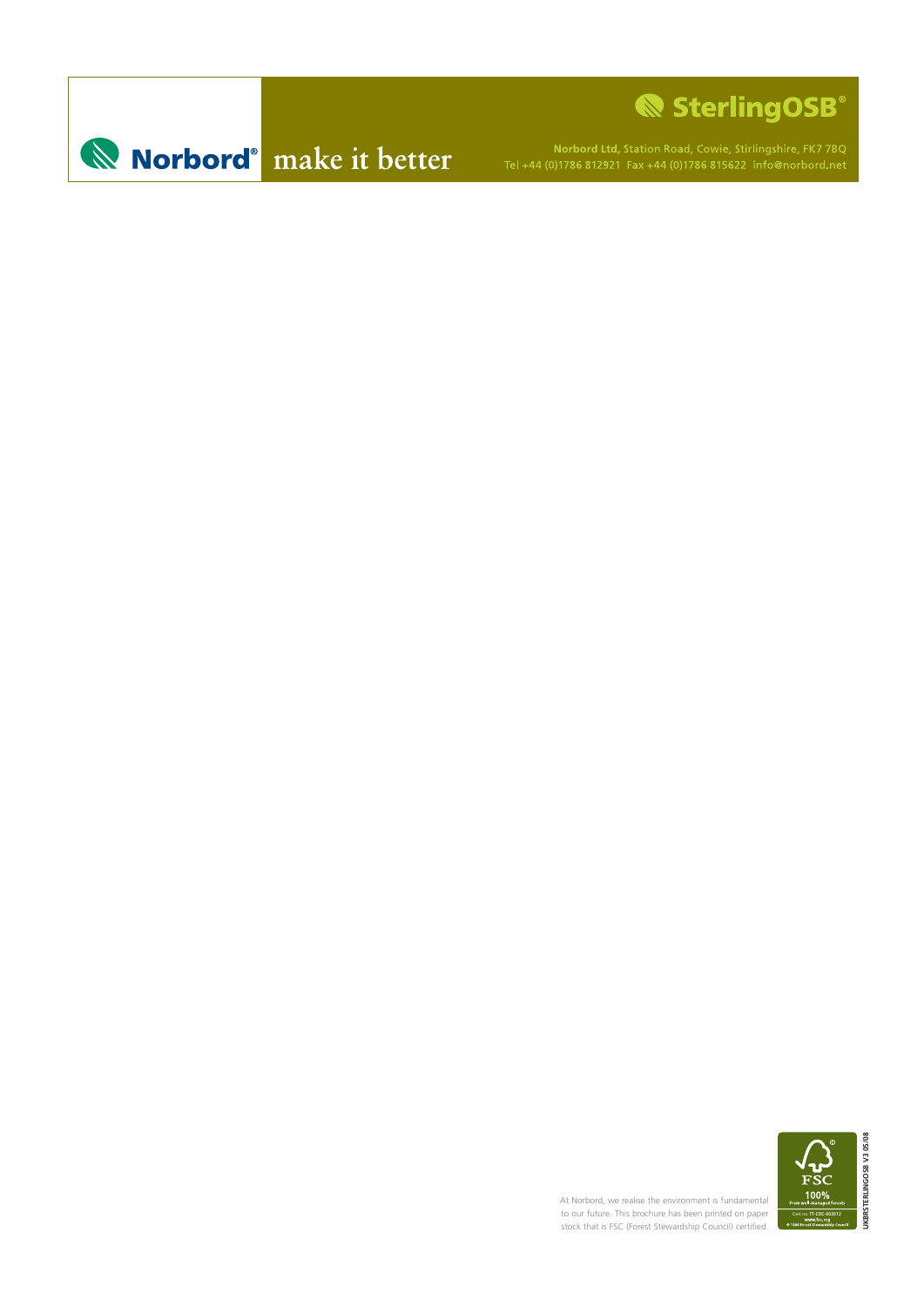SterlingOSB®

Norbord® make it better

**Norbord Ltd,** Station Road, Cowie, Stirlingshire, FK7 7BQ
Tel +44 (0)1786 812921 Fax +44 (0)1786 815622 info@norbord.net

At Norbord, we realise the environment is fundamental to our future. This brochure has been printed on paper stock that is FSC (Forest Stewardship Council) certified.

FSC
100%
From well-managed forests
Cert no. TT-COC-002612
www.fsc.org
© 1996 Forest Stewardship Council

UKBRSTERLINGOSB V3 05/08